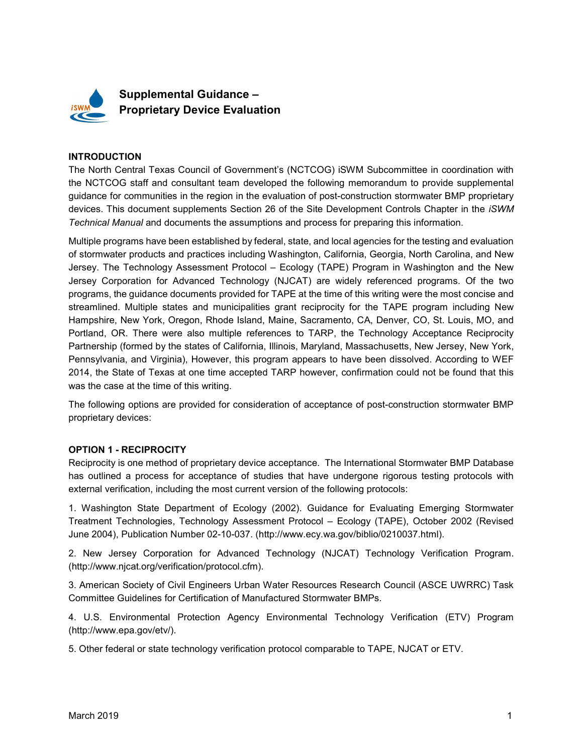# Supplemental Guidance – Proprietary Device Evaluation

## INTRODUCTION

The North Central Texas Council of Government's (NCTCOG) iSWM Subcommittee in coordination with the NCTCOG staff and consultant team developed the following memorandum to provide supplemental guidance for communities in the region in the evaluation of post-construction stormwater BMP proprietary devices. This document supplements Section 26 of the Site Development Controls Chapter in the *iSWM Technical Manual* and documents the assumptions and process for preparing this information.

Multiple programs have been established by federal, state, and local agencies for the testing and evaluation of stormwater products and practices including Washington, California, Georgia, North Carolina, and New Jersey. The Technology Assessment Protocol – Ecology (TAPE) Program in Washington and the New Jersey Corporation for Advanced Technology (NJCAT) are widely referenced programs. Of the two programs, the guidance documents provided for TAPE at the time of this writing were the most concise and streamlined. Multiple states and municipalities grant reciprocity for the TAPE program including New Hampshire, New York, Oregon, Rhode Island, Maine, Sacramento, CA, Denver, CO, St. Louis, MO, and Portland, OR. There were also multiple references to TARP, the Technology Acceptance Reciprocity Partnership (formed by the states of California, Illinois, Maryland, Massachusetts, New Jersey, New York, Pennsylvania, and Virginia), However, this program appears to have been dissolved. According to WEF 2014, the State of Texas at one time accepted TARP however, confirmation could not be found that this was the case at the time of this writing.

The following options are provided for consideration of acceptance of post-construction stormwater BMP proprietary devices:

## OPTION 1 - RECIPROCITY

Reciprocity is one method of proprietary device acceptance. The International Stormwater BMP Database has outlined a process for acceptance of studies that have undergone rigorous testing protocols with external verification, including the most current version of the following protocols:

1. Washington State Department of Ecology (2002). Guidance for Evaluating Emerging Stormwater Treatment Technologies, Technology Assessment Protocol – Ecology (TAPE), October 2002 (Revised June 2004), Publication Number 02-10-037. (http://www.ecy.wa.gov/biblio/0210037.html).

2. New Jersey Corporation for Advanced Technology (NJCAT) Technology Verification Program. (http://www.njcat.org/verification/protocol.cfm).

3. American Society of Civil Engineers Urban Water Resources Research Council (ASCE UWRRC) Task Committee Guidelines for Certification of Manufactured Stormwater BMPs.

4. U.S. Environmental Protection Agency Environmental Technology Verification (ETV) Program (http://www.epa.gov/etv/).

5. Other federal or state technology verification protocol comparable to TAPE, NJCAT or ETV.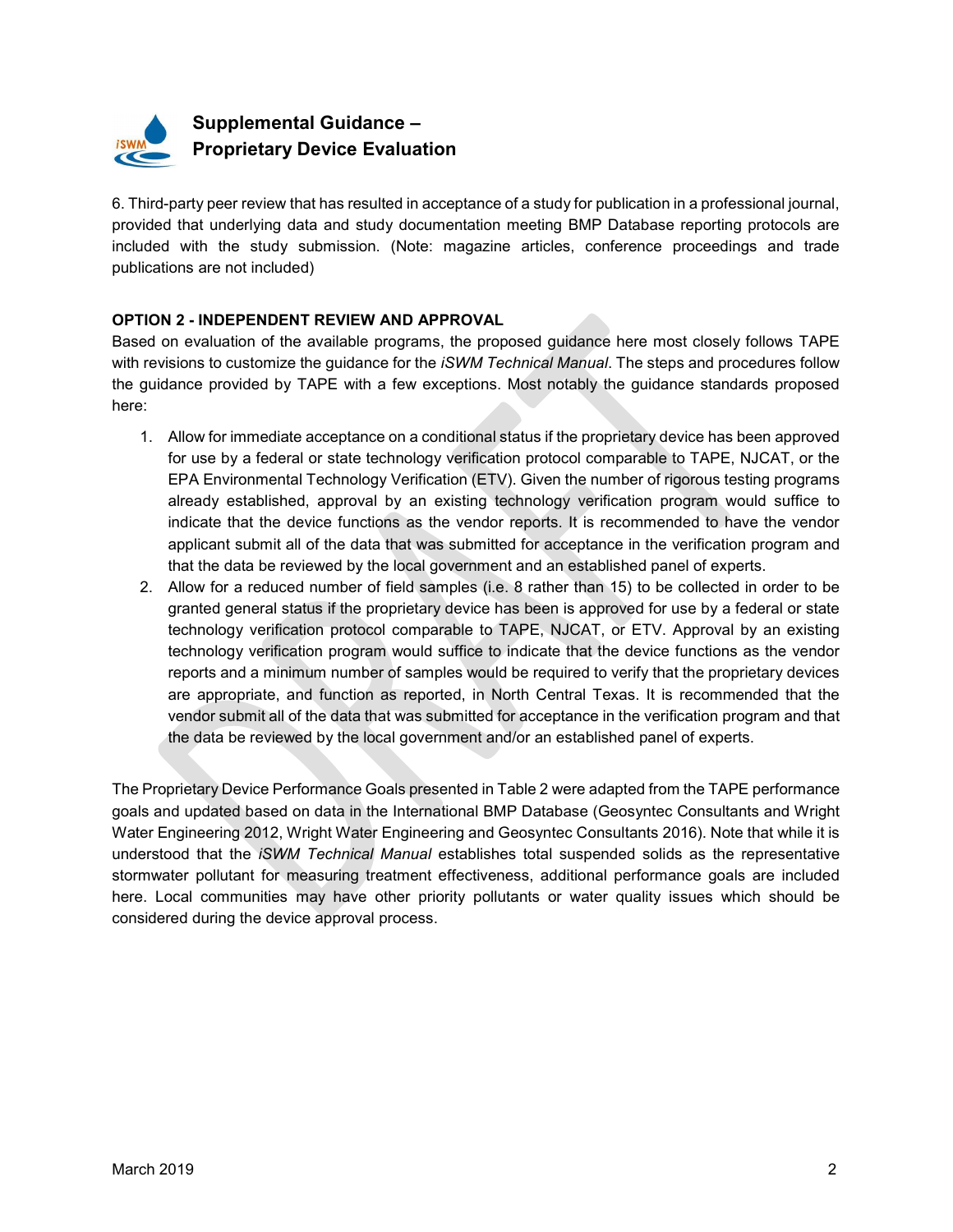6. Third-party peer review that has resulted in acceptance of a study for publication in a professional journal, provided that underlying data and study documentation meeting BMP Database reporting protocols are included with the study submission. (Note: magazine articles, conference proceedings and trade publications are not included)

**OPTION 2 - INDEPENDENT REVIEW AND APPROVAL**

Based on evaluation of the available programs, the proposed guidance here most closely follows TAPE with revisions to customize the guidance for the *iSWM Technical Manual*. The steps and procedures follow the guidance provided by TAPE with a few exceptions. Most notably the guidance standards proposed here:

1. Allow for immediate acceptance on a conditional status if the proprietary device has been approved for use by a federal or state technology verification protocol comparable to TAPE, NJCAT, or the EPA Environmental Technology Verification (ETV). Given the number of rigorous testing programs already established, approval by an existing technology verification program would suffice to indicate that the device functions as the vendor reports. It is recommended to have the vendor applicant submit all of the data that was submitted for acceptance in the verification program and that the data be reviewed by the local government and an established panel of experts.
2. Allow for a reduced number of field samples (i.e. 8 rather than 15) to be collected in order to be granted general status if the proprietary device has been is approved for use by a federal or state technology verification protocol comparable to TAPE, NJCAT, or ETV. Approval by an existing technology verification program would suffice to indicate that the device functions as the vendor reports and a minimum number of samples would be required to verify that the proprietary devices are appropriate, and function as reported, in North Central Texas. It is recommended that the vendor submit all of the data that was submitted for acceptance in the verification program and that the data be reviewed by the local government and/or an established panel of experts.

The Proprietary Device Performance Goals presented in Table 2 were adapted from the TAPE performance goals and updated based on data in the International BMP Database (Geosyntec Consultants and Wright Water Engineering 2012, Wright Water Engineering and Geosyntec Consultants 2016). Note that while it is understood that the *iSWM Technical Manual* establishes total suspended solids as the representative stormwater pollutant for measuring treatment effectiveness, additional performance goals are included here. Local communities may have other priority pollutants or water quality issues which should be considered during the device approval process.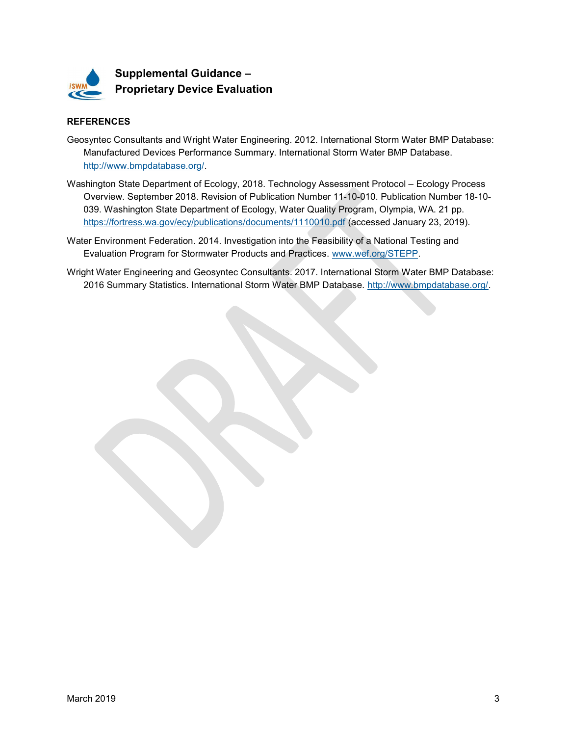## REFERENCES

Geosyntec Consultants and Wright Water Engineering. 2012. International Storm Water BMP Database: Manufactured Devices Performance Summary. International Storm Water BMP Database. http://www.bmpdatabase.org/.

Washington State Department of Ecology, 2018. Technology Assessment Protocol – Ecology Process Overview. September 2018. Revision of Publication Number 11-10-010. Publication Number 18-10-039. Washington State Department of Ecology, Water Quality Program, Olympia, WA. 21 pp. https://fortress.wa.gov/ecy/publications/documents/1110010.pdf (accessed January 23, 2019).

Water Environment Federation. 2014. Investigation into the Feasibility of a National Testing and Evaluation Program for Stormwater Products and Practices. www.wef.org/STEPP.

Wright Water Engineering and Geosyntec Consultants. 2017. International Storm Water BMP Database: 2016 Summary Statistics. International Storm Water BMP Database. http://www.bmpdatabase.org/.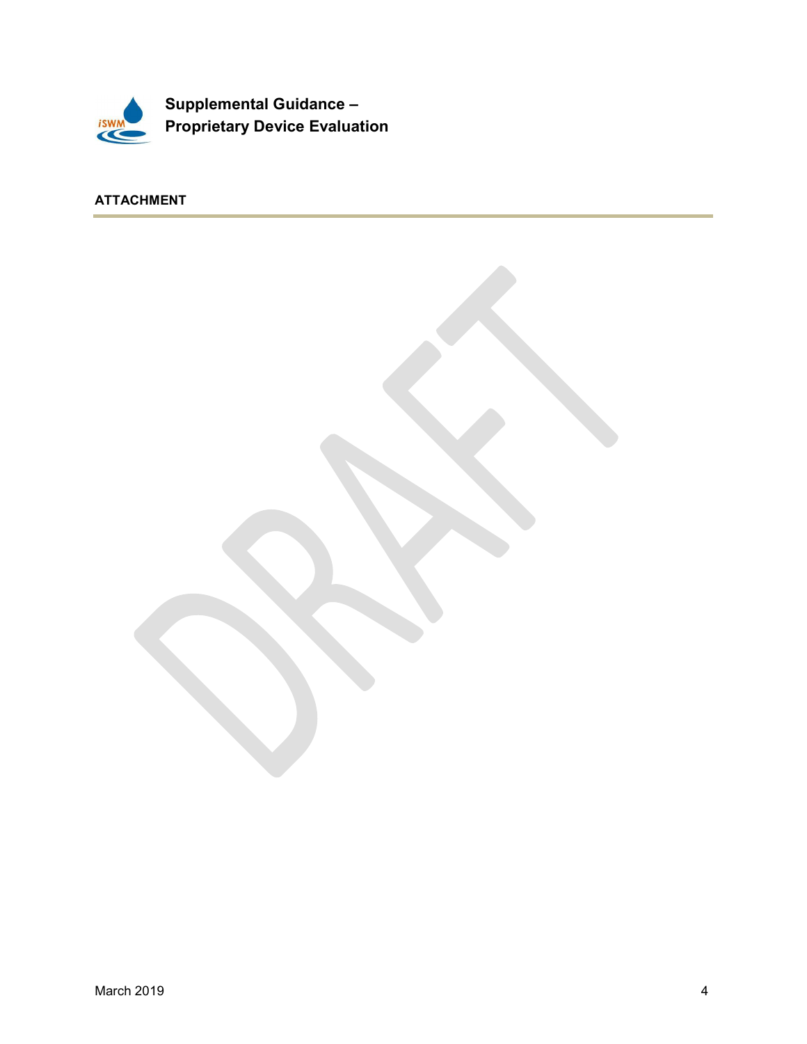## ATTACHMENT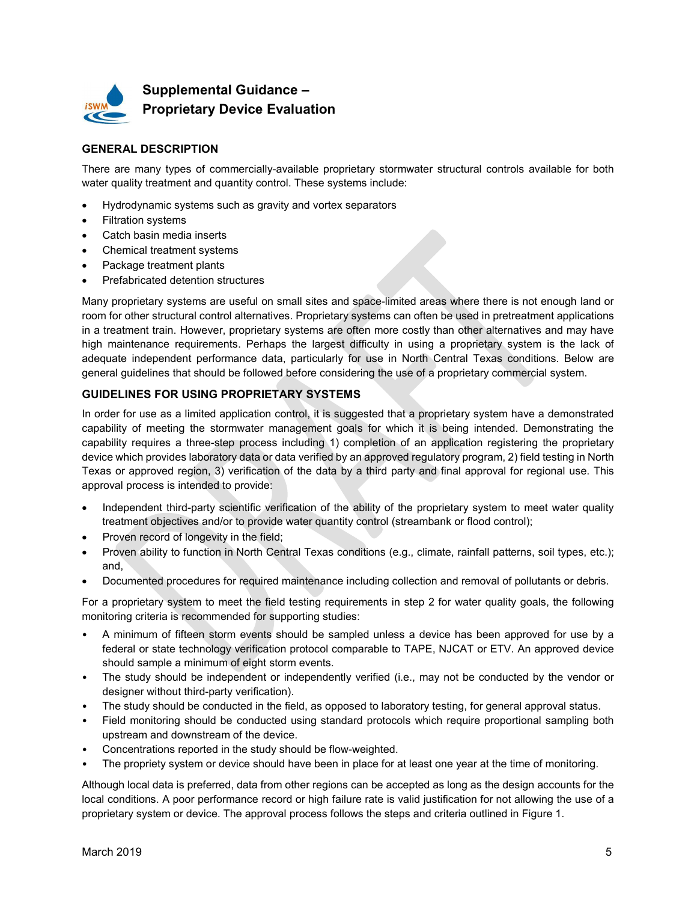# Supplemental Guidance – Proprietary Device Evaluation

## GENERAL DESCRIPTION

There are many types of commercially-available proprietary stormwater structural controls available for both water quality treatment and quantity control. These systems include:

- Hydrodynamic systems such as gravity and vortex separators
- Filtration systems
- Catch basin media inserts
- Chemical treatment systems
- Package treatment plants
- Prefabricated detention structures

Many proprietary systems are useful on small sites and space-limited areas where there is not enough land or room for other structural control alternatives. Proprietary systems can often be used in pretreatment applications in a treatment train. However, proprietary systems are often more costly than other alternatives and may have high maintenance requirements. Perhaps the largest difficulty in using a proprietary system is the lack of adequate independent performance data, particularly for use in North Central Texas conditions. Below are general guidelines that should be followed before considering the use of a proprietary commercial system.

## GUIDELINES FOR USING PROPRIETARY SYSTEMS

In order for use as a limited application control, it is suggested that a proprietary system have a demonstrated capability of meeting the stormwater management goals for which it is being intended. Demonstrating the capability requires a three-step process including 1) completion of an application registering the proprietary device which provides laboratory data or data verified by an approved regulatory program, 2) field testing in North Texas or approved region, 3) verification of the data by a third party and final approval for regional use. This approval process is intended to provide:

- Independent third-party scientific verification of the ability of the proprietary system to meet water quality treatment objectives and/or to provide water quantity control (streambank or flood control);
- Proven record of longevity in the field;
- Proven ability to function in North Central Texas conditions (e.g., climate, rainfall patterns, soil types, etc.); and,
- Documented procedures for required maintenance including collection and removal of pollutants or debris.

For a proprietary system to meet the field testing requirements in step 2 for water quality goals, the following monitoring criteria is recommended for supporting studies:

- A minimum of fifteen storm events should be sampled unless a device has been approved for use by a federal or state technology verification protocol comparable to TAPE, NJCAT or ETV. An approved device should sample a minimum of eight storm events.
- The study should be independent or independently verified (i.e., may not be conducted by the vendor or designer without third-party verification).
- The study should be conducted in the field, as opposed to laboratory testing, for general approval status.
- Field monitoring should be conducted using standard protocols which require proportional sampling both upstream and downstream of the device.
- Concentrations reported in the study should be flow-weighted.
- The propriety system or device should have been in place for at least one year at the time of monitoring.

Although local data is preferred, data from other regions can be accepted as long as the design accounts for the local conditions. A poor performance record or high failure rate is valid justification for not allowing the use of a proprietary system or device. The approval process follows the steps and criteria outlined in Figure 1.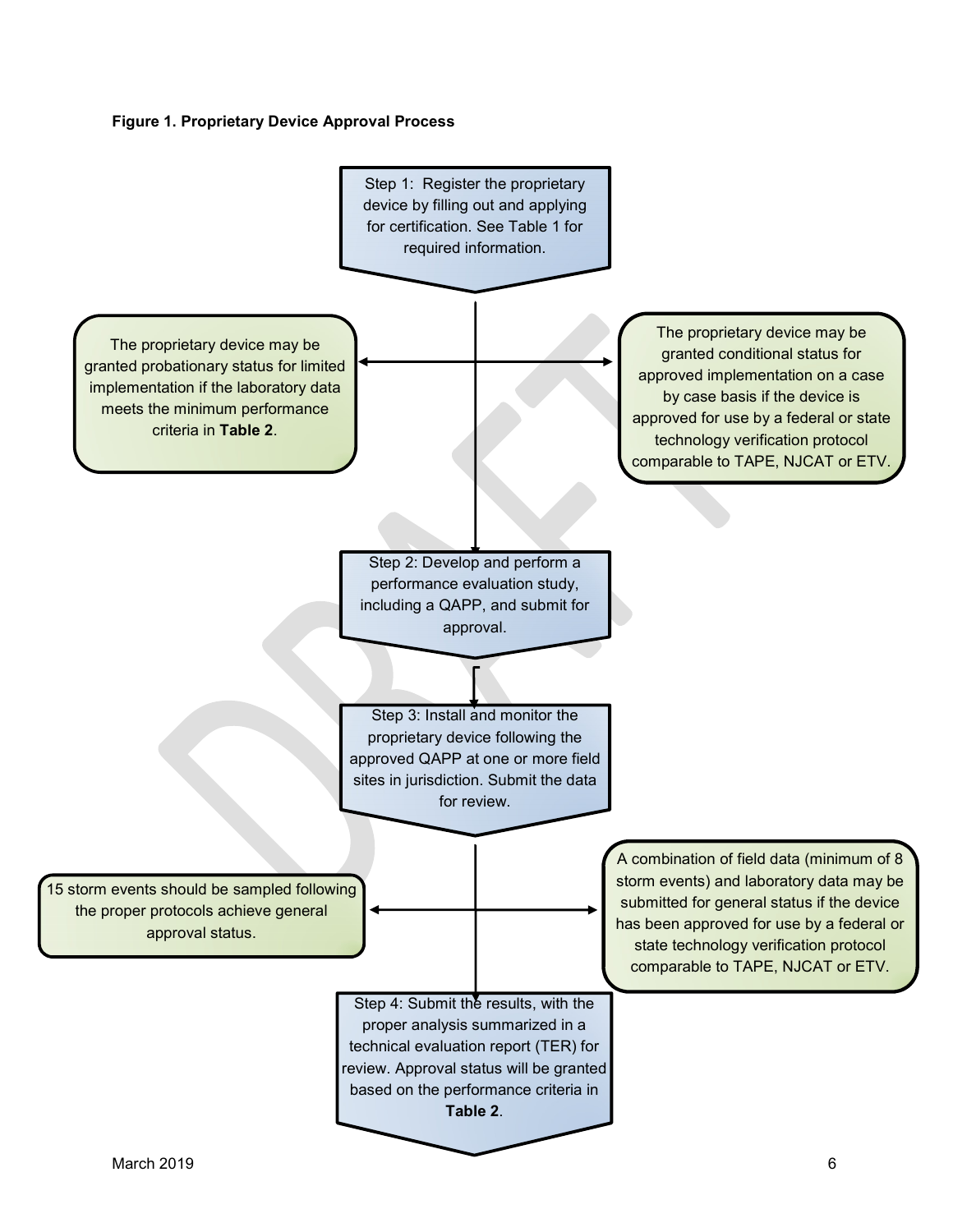**Figure 1. Proprietary Device Approval Process**

Step 1: Register the proprietary device by filling out and applying for certification. See Table 1 for required information.

The proprietary device may be granted probationary status for limited implementation if the laboratory data meets the minimum performance criteria in **Table 2**.

The proprietary device may be granted conditional status for approved implementation on a case by case basis if the device is approved for use by a federal or state technology verification protocol comparable to TAPE, NJCAT or ETV.

Step 2: Develop and perform a performance evaluation study, including a QAPP, and submit for approval.

Step 3: Install and monitor the proprietary device following the approved QAPP at one or more field sites in jurisdiction. Submit the data for review.

15 storm events should be sampled following the proper protocols achieve general approval status.

A combination of field data (minimum of 8 storm events) and laboratory data may be submitted for general status if the device has been approved for use by a federal or state technology verification protocol comparable to TAPE, NJCAT or ETV.

Step 4: Submit the results, with the proper analysis summarized in a technical evaluation report (TER) for review. Approval status will be granted based on the performance criteria in **Table 2**.

March 2019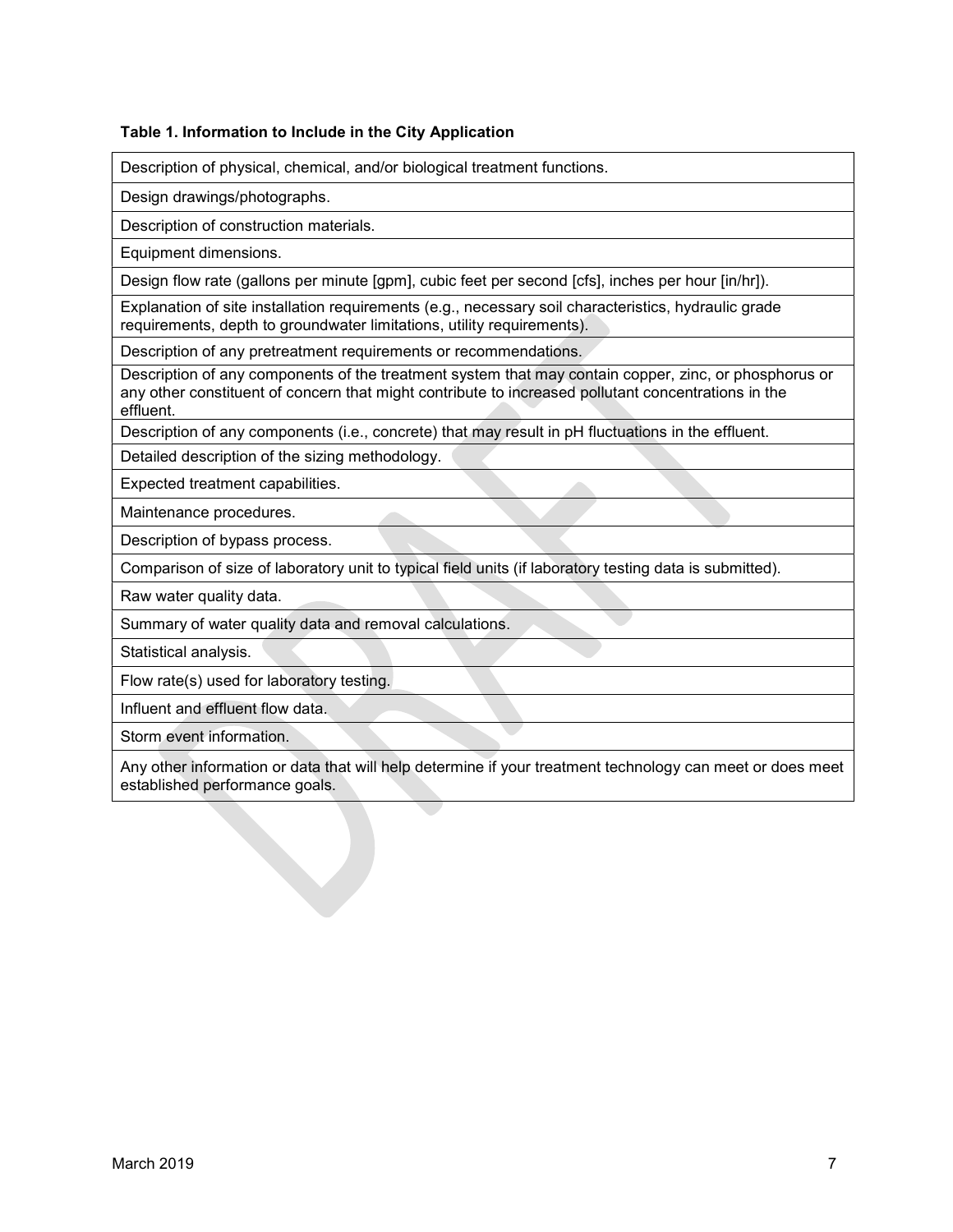**Table 1. Information to Include in the City Application**

| Information to Include in the City Application |
|---|
| Description of physical, chemical, and/or biological treatment functions. |
| Design drawings/photographs. |
| Description of construction materials. |
| Equipment dimensions. |
| Design flow rate (gallons per minute [gpm], cubic feet per second [cfs], inches per hour [in/hr]). |
| Explanation of site installation requirements (e.g., necessary soil characteristics, hydraulic grade requirements, depth to groundwater limitations, utility requirements). |
| Description of any pretreatment requirements or recommendations. |
| Description of any components of the treatment system that may contain copper, zinc, or phosphorus or any other constituent of concern that might contribute to increased pollutant concentrations in the effluent. |
| Description of any components (i.e., concrete) that may result in pH fluctuations in the effluent. |
| Detailed description of the sizing methodology. |
| Expected treatment capabilities. |
| Maintenance procedures. |
| Description of bypass process. |
| Comparison of size of laboratory unit to typical field units (if laboratory testing data is submitted). |
| Raw water quality data. |
| Summary of water quality data and removal calculations. |
| Statistical analysis. |
| Flow rate(s) used for laboratory testing. |
| Influent and effluent flow data. |
| Storm event information. |
| Any other information or data that will help determine if your treatment technology can meet or does meet established performance goals. |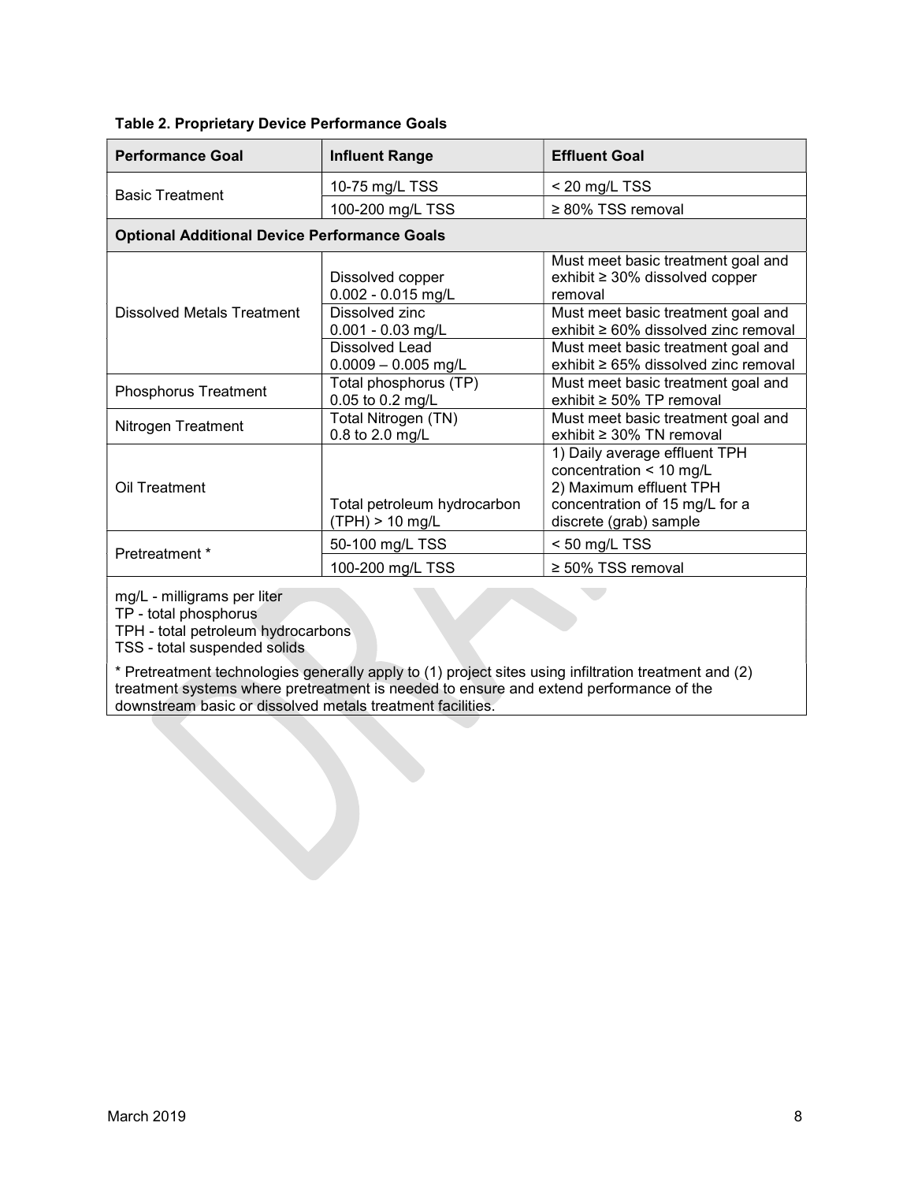**Table 2. Proprietary Device Performance Goals**

| Performance Goal | Influent Range | Effluent Goal |
| --- | --- | --- |
| Basic Treatment | 10-75 mg/L TSS | < 20 mg/L TSS |
| | 100-200 mg/L TSS | ≥ 80% TSS removal |
| **Optional Additional Device Performance Goals** | | |
| Dissolved Metals Treatment | Dissolved copper 0.002 - 0.015 mg/L | Must meet basic treatment goal and exhibit ≥ 30% dissolved copper removal |
| | Dissolved zinc 0.001 - 0.03 mg/L | Must meet basic treatment goal and exhibit ≥ 60% dissolved zinc removal |
| | Dissolved Lead 0.0009 – 0.005 mg/L | Must meet basic treatment goal and exhibit ≥ 65% dissolved zinc removal |
| Phosphorus Treatment | Total phosphorus (TP) 0.05 to 0.2 mg/L | Must meet basic treatment goal and exhibit ≥ 50% TP removal |
| Nitrogen Treatment | Total Nitrogen (TN) 0.8 to 2.0 mg/L | Must meet basic treatment goal and exhibit ≥ 30% TN removal |
| Oil Treatment | Total petroleum hydrocarbon (TPH) > 10 mg/L | 1) Daily average effluent TPH concentration < 10 mg/L 2) Maximum effluent TPH concentration of 15 mg/L for a discrete (grab) sample |
| Pretreatment * | 50-100 mg/L TSS | < 50 mg/L TSS |
| | 100-200 mg/L TSS | ≥ 50% TSS removal |

mg/L - milligrams per liter
TP - total phosphorus
TPH - total petroleum hydrocarbons
TSS - total suspended solids

* Pretreatment technologies generally apply to (1) project sites using infiltration treatment and (2) treatment systems where pretreatment is needed to ensure and extend performance of the downstream basic or dissolved metals treatment facilities.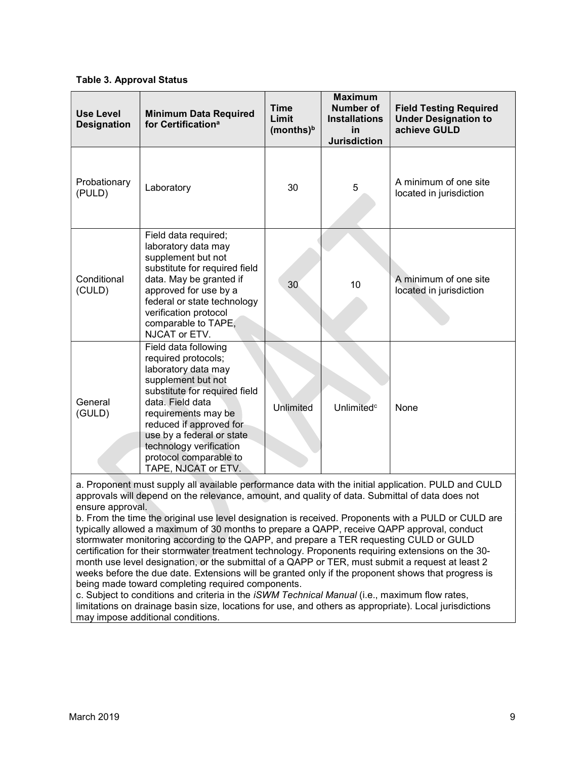**Table 3. Approval Status**

| Use Level Designation | Minimum Data Required for Certification[a] | Time Limit (months)[b] | Maximum Number of Installations in Jurisdiction | Field Testing Required Under Designation to achieve GULD |
|---|---|---|---|---|
| Probationary (PULD) | Laboratory | 30 | 5 | A minimum of one site located in jurisdiction |
| Conditional (CULD) | Field data required; laboratory data may supplement but not substitute for required field data. May be granted if approved for use by a federal or state technology verification protocol comparable to TAPE, NJCAT or ETV. | 30 | 10 | A minimum of one site located in jurisdiction |
| General (GULD) | Field data following required protocols; laboratory data may supplement but not substitute for required field data. Field data requirements may be reduced if approved for use by a federal or state technology verification protocol comparable to TAPE, NJCAT or ETV. | Unlimited | Unlimited[c] | None |

a. Proponent must supply all available performance data with the initial application. PULD and CULD approvals will depend on the relevance, amount, and quality of data. Submittal of data does not ensure approval.

b. From the time the original use level designation is received. Proponents with a PULD or CULD are typically allowed a maximum of 30 months to prepare a QAPP, receive QAPP approval, conduct stormwater monitoring according to the QAPP, and prepare a TER requesting CULD or GULD certification for their stormwater treatment technology. Proponents requiring extensions on the 30-month use level designation, or the submittal of a QAPP or TER, must submit a request at least 2 weeks before the due date. Extensions will be granted only if the proponent shows that progress is being made toward completing required components.

c. Subject to conditions and criteria in the *iSWM Technical Manual* (i.e., maximum flow rates, limitations on drainage basin size, locations for use, and others as appropriate). Local jurisdictions may impose additional conditions.